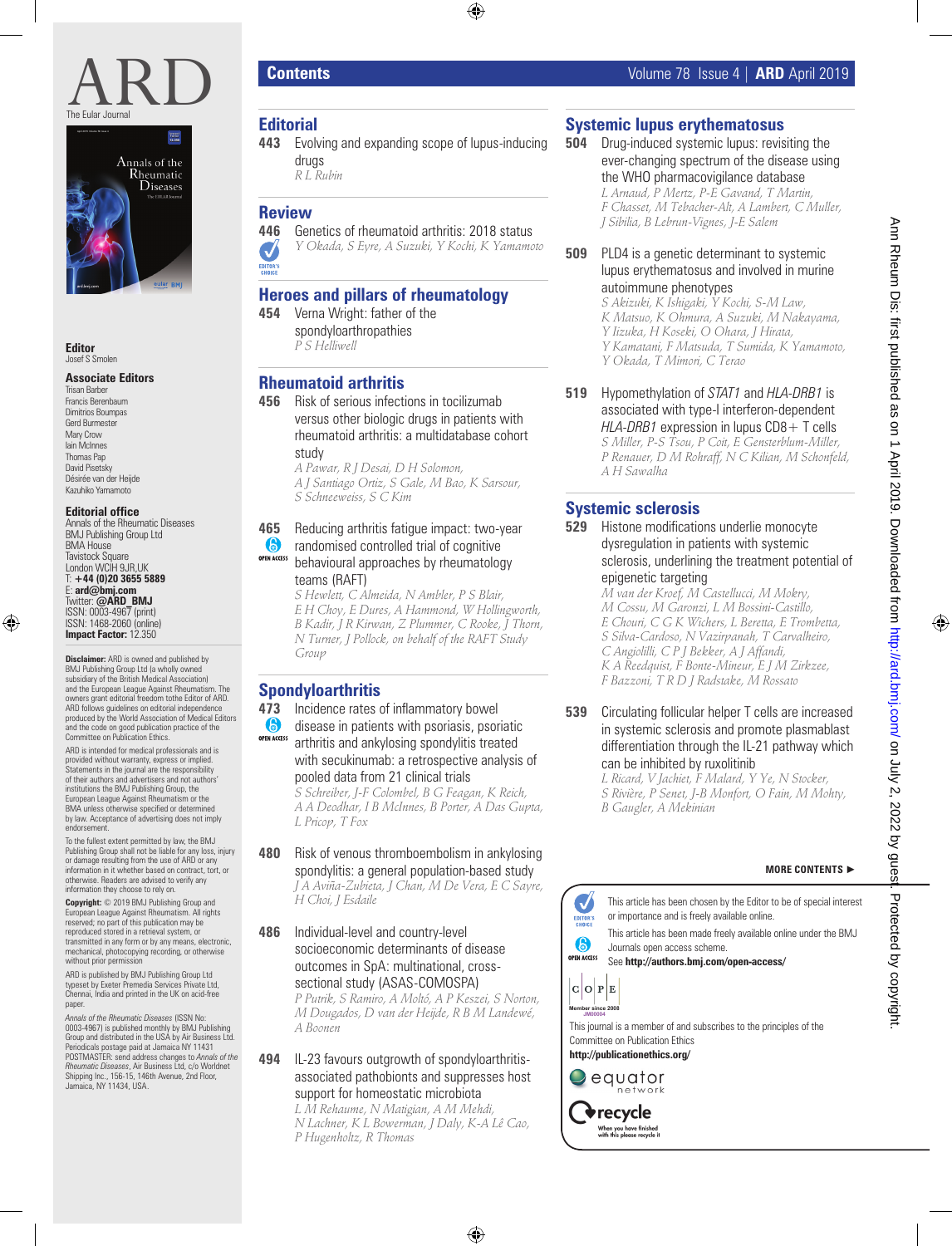# ARD

The Eular Journal

**Editor**
Josef S Smolen

**Associate Editors**
Trisan Barber
Francis Berenbaum
Dimitrios Boumpas
Gerd Burmester
Mary Crow
Iain McInnes
Thomas Pap
David Pisetsky
Désirée van der Heijde
Kazuhiko Yamamoto

**Editorial office**
Annals of the Rheumatic Diseases
BMJ Publishing Group Ltd
BMA House
Tavistock Square
London WCIH 9JR,UK
T: **+44 (0)20 3655 5889**
E: **ard@bmj.com**
Twitter: **@ARD_BMJ**
ISSN: 0003-4967 (print)
ISSN: 1468-2060 (online)
**Impact Factor:** 12.350

**Disclaimer:** ARD is owned and published by BMJ Publishing Group Ltd (a wholly owned subsidiary of the British Medical Association) and the European League Against Rheumatism. The owners grant editorial freedom tothe Editor of ARD. ARD follows guidelines on editorial independence produced by the World Association of Medical Editors and the code on good publication practice of the Committee on Publication Ethics.

ARD is intended for medical professionals and is provided without warranty, express or implied. Statements in the journal are the responsibility of their authors and advertisers and not authors' institutions the BMJ Publishing Group, the European League Against Rheumatism or the BMA unless otherwise specified or determined by law. Acceptance of advertising does not imply endorsement.

To the fullest extent permitted by law, the BMJ Publishing Group shall not be liable for any loss, injury or damage resulting from the use of ARD or any information in it whether based on contract, tort, or otherwise. Readers are advised to verify any information they choose to rely on.

**Copyright:** © 2019 BMJ Publishing Group and European League Against Rheumatism. All rights reserved; no part of this publication may be reproduced stored in a retrieval system, or transmitted in any form or by any means, electronic, mechanical, photocopying recording, or otherwise without prior permission

ARD is published by BMJ Publishing Group Ltd typeset by Exeter Premedia Services Private Ltd, Chennai, India and printed in the UK on acid-free paper.

*Annals of the Rheumatic Diseases* (ISSN No: 0003-4967) is published monthly by BMJ Publishing Group and distributed in the USA by Air Business Ltd. Periodicals postage paid at Jamaica NY 11431 POSTMASTER: send address changes to *Annals of the Rheumatic Diseases*, Air Business Ltd, c/o Worldnet Shipping Inc., 156-15, 146th Avenue, 2nd Floor, Jamaica, NY 11434, USA.

## Contents

Volume 78 Issue 4 | **ARD** April 2019

### Editorial

**443** Evolving and expanding scope of lupus-inducing drugs
*R L Rubin*

### Review

**446** Genetics of rheumatoid arthritis: 2018 status (EDITOR'S CHOICE)
*Y Okada, S Eyre, A Suzuki, Y Kochi, K Yamamoto*

### Heroes and pillars of rheumatology

**454** Verna Wright: father of the spondyloarthropathies
*P S Helliwell*

### Rheumatoid arthritis

**456** Risk of serious infections in tocilizumab versus other biologic drugs in patients with rheumatoid arthritis: a multidatabase cohort study
*A Pawar, R J Desai, D H Solomon, A J Santiago Ortiz, S Gale, M Bao, K Sarsour, S Schneeweiss, S C Kim*

**465** Reducing arthritis fatigue impact: two-year randomised controlled trial of cognitive behavioural approaches by rheumatology teams (RAFT) (OPEN ACCESS)
*S Hewlett, C Almeida, N Ambler, P S Blair, E H Choy, E Dures, A Hammond, W Hollingworth, B Kadir, J R Kirwan, Z Plummer, C Rooke, J Thorn, N Turner, J Pollock, on behalf of the RAFT Study Group*

### Spondyloarthritis

**473** Incidence rates of inflammatory bowel disease in patients with psoriasis, psoriatic arthritis and ankylosing spondylitis treated with secukinumab: a retrospective analysis of pooled data from 21 clinical trials (OPEN ACCESS)
*S Schreiber, J-F Colombel, B G Feagan, K Reich, A A Deodhar, I B McInnes, B Porter, A Das Gupta, L Pricop, T Fox*

**480** Risk of venous thromboembolism in ankylosing spondylitis: a general population-based study
*J A Aviña-Zubieta, J Chan, M De Vera, E C Sayre, H Choi, J Esdaile*

**486** Individual-level and country-level socioeconomic determinants of disease outcomes in SpA: multinational, cross-sectional study (ASAS-COMOSPA)
*P Putrik, S Ramiro, A Moltó, A P Keszei, S Norton, M Dougados, D van der Heijde, R B M Landewé, A Boonen*

**494** IL-23 favours outgrowth of spondyloarthritis-associated pathobionts and suppresses host support for homeostatic microbiota
*L M Rehaume, N Matigian, A M Mehdi, N Lachner, K L Bowerman, J Daly, K-A Lê Cao, P Hugenholtz, R Thomas*

### Systemic lupus erythematosus

**504** Drug-induced systemic lupus: revisiting the ever-changing spectrum of the disease using the WHO pharmacovigilance database
*L Arnaud, P Mertz, P-E Gavand, T Martin, F Chasset, M Tebacher-Alt, A Lambert, C Muller, J Sibilia, B Lebrun-Vignes, J-E Salem*

**509** PLD4 is a genetic determinant to systemic lupus erythematosus and involved in murine autoimmune phenotypes
*S Akizuki, K Ishigaki, Y Kochi, S-M Law, K Matsuo, K Ohmura, A Suzuki, M Nakayama, Y Iizuka, H Koseki, O Ohara, J Hirata, Y Kamatani, F Matsuda, T Sumida, K Yamamoto, Y Okada, T Mimori, C Terao*

**519** Hypomethylation of *STAT1* and *HLA-DRB1* is associated with type-I interferon-dependent *HLA-DRB1* expression in lupus CD8+ T cells
*S Miller, P-S Tsou, P Coit, E Gensterblum-Miller, P Renauer, D M Rohraff, N C Kilian, M Schonfeld, A H Sawalha*

### Systemic sclerosis

**529** Histone modifications underlie monocyte dysregulation in patients with systemic sclerosis, underlining the treatment potential of epigenetic targeting
*M van der Kroef, M Castellucci, M Mokry, M Cossu, M Garonzi, L M Bossini-Castillo, E Chouri, C G K Wichers, L Beretta, E Trombetta, S Silva-Cardoso, N Vazirpanah, T Carvalheiro, C Angiolilli, C P J Bekker, A J Affandi, K A Reedquist, F Bonte-Mineur, E J M Zirkzee, F Bazzoni, T R D J Radstake, M Rossato*

**539** Circulating follicular helper T cells are increased in systemic sclerosis and promote plasmablast differentiation through the IL-21 pathway which can be inhibited by ruxolitinib
*L Ricard, V Jachiet, F Malard, Y Ye, N Stocker, S Rivière, P Senet, J-B Monfort, O Fain, M Mohty, B Gaugler, A Mekinian*

**MORE CONTENTS ►**

EDITOR'S CHOICE: This article has been chosen by the Editor to be of special interest or importance and is freely available online.

OPEN ACCESS: This article has been made freely available online under the BMJ Journals open access scheme. See **http://authors.bmj.com/open-access/**

COPE Member since 2008 JM00004

This journal is a member of and subscribes to the principles of the Committee on Publication Ethics
**http://publicationethics.org/**

equator network

recycle — When you have finished with this please recycle it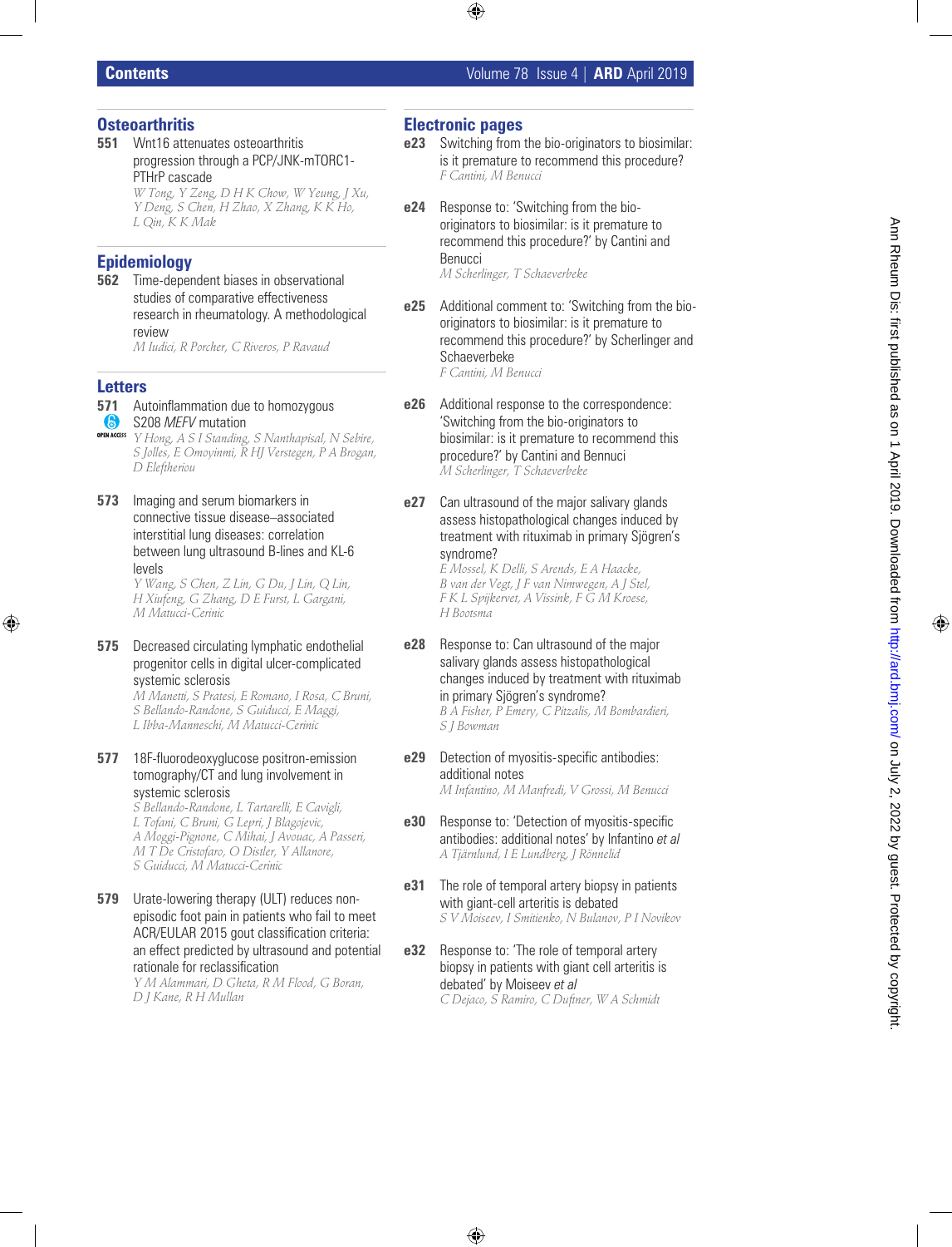## Contents

### Osteoarthritis

**551** Wnt16 attenuates osteoarthritis progression through a PCP/JNK-mTORC1-PTHrP cascade
*W Tong, Y Zeng, D H K Chow, W Yeung, J Xu, Y Deng, S Chen, H Zhao, X Zhang, K K Ho, L Qin, K K Mak*

### Epidemiology

**562** Time-dependent biases in observational studies of comparative effectiveness research in rheumatology. A methodological review
*M Iudici, R Porcher, C Riveros, P Ravaud*

### Letters

**571** Autoinflammation due to homozygous S208 *MEFV* mutation
OPEN ACCESS
*Y Hong, A S I Standing, S Nanthapisal, N Sebire, S Jolles, E Omoyinmi, R HJ Verstegen, P A Brogan, D Eleftheriou*

**573** Imaging and serum biomarkers in connective tissue disease–associated interstitial lung diseases: correlation between lung ultrasound B-lines and KL-6 levels
*Y Wang, S Chen, Z Lin, G Du, J Lin, Q Lin, H Xiufeng, G Zhang, D E Furst, L Gargani, M Matucci-Cerinic*

**575** Decreased circulating lymphatic endothelial progenitor cells in digital ulcer-complicated systemic sclerosis
*M Manetti, S Pratesi, E Romano, I Rosa, C Bruni, S Bellando-Randone, S Guiducci, E Maggi, L Ibba-Manneschi, M Matucci-Cerinic*

**577** 18F-fluorodeoxyglucose positron-emission tomography/CT and lung involvement in systemic sclerosis
*S Bellando-Randone, L Tartarelli, E Cavigli, L Tofani, C Bruni, G Lepri, J Blagojevic, A Moggi-Pignone, C Mihai, J Avouac, A Passeri, M T De Cristofaro, O Distler, Y Allanore, S Guiducci, M Matucci-Cerinic*

**579** Urate-lowering therapy (ULT) reduces non-episodic foot pain in patients who fail to meet ACR/EULAR 2015 gout classification criteria: an effect predicted by ultrasound and potential rationale for reclassification
*Y M Alammari, D Gheta, R M Flood, G Boran, D J Kane, R H Mullan*

### Electronic pages

**e23** Switching from the bio-originators to biosimilar: is it premature to recommend this procedure?
*F Cantini, M Benucci*

**e24** Response to: 'Switching from the bio-originators to biosimilar: is it premature to recommend this procedure?' by Cantini and Benucci
*M Scherlinger, T Schaeverbeke*

**e25** Additional comment to: 'Switching from the bio-originators to biosimilar: is it premature to recommend this procedure?' by Scherlinger and Schaeverbeke
*F Cantini, M Benucci*

**e26** Additional response to the correspondence: 'Switching from the bio-originators to biosimilar: is it premature to recommend this procedure?' by Cantini and Bennuci
*M Scherlinger, T Schaeverbeke*

**e27** Can ultrasound of the major salivary glands assess histopathological changes induced by treatment with rituximab in primary Sjögren's syndrome?
*E Mossel, K Delli, S Arends, E A Haacke, B van der Vegt, J F van Nimwegen, A J Stel, F K L Spijkervet, A Vissink, F G M Kroese, H Bootsma*

**e28** Response to: Can ultrasound of the major salivary glands assess histopathological changes induced by treatment with rituximab in primary Sjögren's syndrome?
*B A Fisher, P Emery, C Pitzalis, M Bombardieri, S J Bowman*

**e29** Detection of myositis-specific antibodies: additional notes
*M Infantino, M Manfredi, V Grossi, M Benucci*

**e30** Response to: 'Detection of myositis-specific antibodies: additional notes' by Infantino *et al*
*A Tjärnlund, I E Lundberg, J Rönnelid*

**e31** The role of temporal artery biopsy in patients with giant-cell arteritis is debated
*S V Moiseev, I Smitienko, N Bulanov, P I Novikov*

**e32** Response to: 'The role of temporal artery biopsy in patients with giant cell arteritis is debated' by Moiseev *et al*
*C Dejaco, S Ramiro, C Duftner, W A Schmidt*